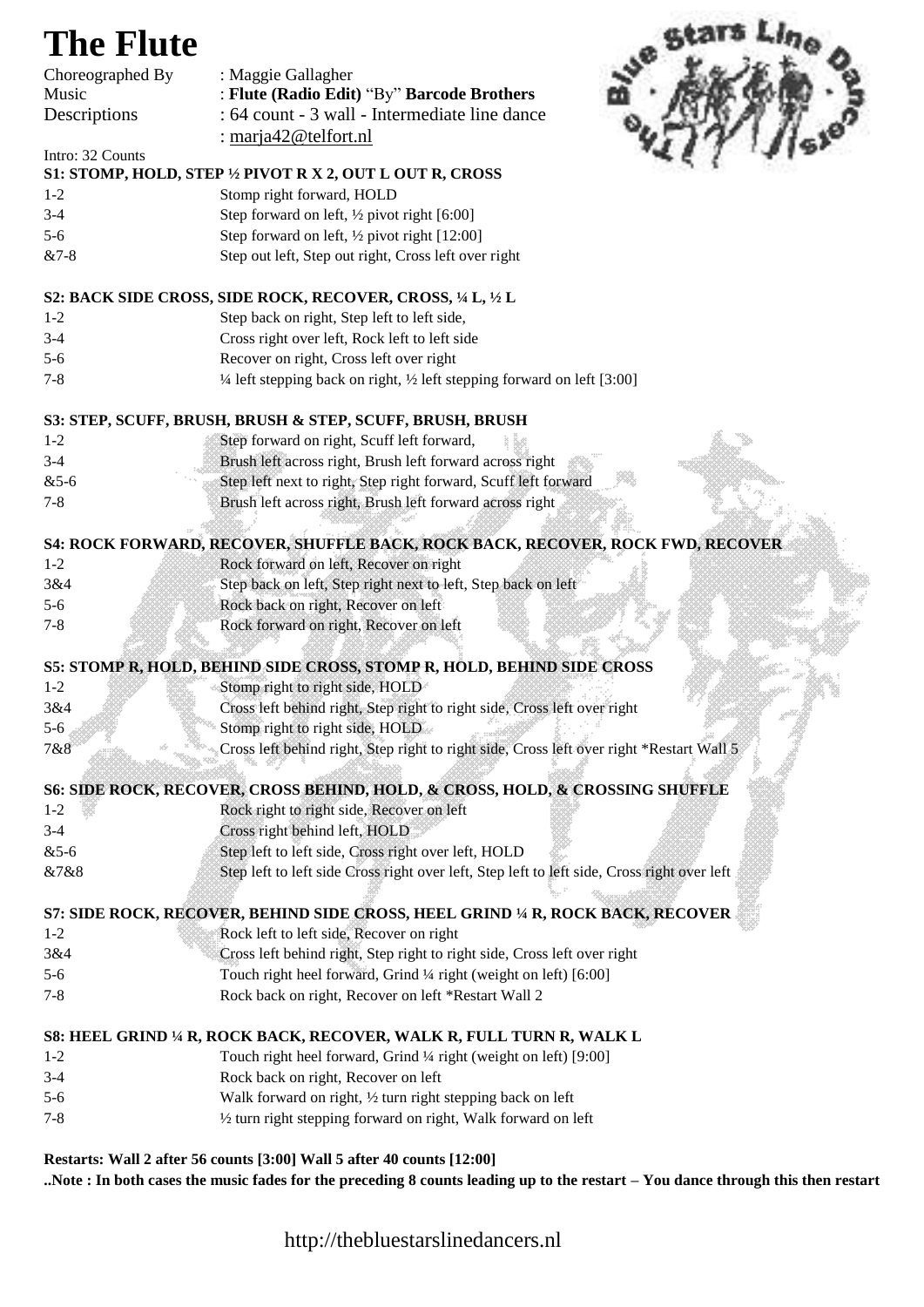# The Flute

| | |
|---|---|
| Choreographed By | : Maggie Gallagher |
| Music | : **Flute (Radio Edit)** "By" **Barcode Brothers** |
| Descriptions | : 64 count - 3 wall - Intermediate line dance |
| | : marja42@telfort.nl |

Intro: 32 Counts

**S1: STOMP, HOLD, STEP ½ PIVOT R X 2, OUT L OUT R, CROSS**

| | |
|---|---|
| 1-2 | Stomp right forward, HOLD |
| 3-4 | Step forward on left, ½ pivot right [6:00] |
| 5-6 | Step forward on left, ½ pivot right [12:00] |
| &7-8 | Step out left, Step out right, Cross left over right |

**S2: BACK SIDE CROSS, SIDE ROCK, RECOVER, CROSS, ¼ L, ½ L**

| | |
|---|---|
| 1-2 | Step back on right, Step left to left side, |
| 3-4 | Cross right over left, Rock left to left side |
| 5-6 | Recover on right, Cross left over right |
| 7-8 | ¼ left stepping back on right, ½ left stepping forward on left [3:00] |

**S3: STEP, SCUFF, BRUSH, BRUSH & STEP, SCUFF, BRUSH, BRUSH**

| | |
|---|---|
| 1-2 | Step forward on right, Scuff left forward, |
| 3-4 | Brush left across right, Brush left forward across right |
| &5-6 | Step left next to right, Step right forward, Scuff left forward |
| 7-8 | Brush left across right, Brush left forward across right |

**S4: ROCK FORWARD, RECOVER, SHUFFLE BACK, ROCK BACK, RECOVER, ROCK FWD, RECOVER**

| | |
|---|---|
| 1-2 | Rock forward on left, Recover on right |
| 3&4 | Step back on left, Step right next to left, Step back on left |
| 5-6 | Rock back on right, Recover on left |
| 7-8 | Rock forward on right, Recover on left |

**S5: STOMP R, HOLD, BEHIND SIDE CROSS, STOMP R, HOLD, BEHIND SIDE CROSS**

| | |
|---|---|
| 1-2 | Stomp right to right side, HOLD |
| 3&4 | Cross left behind right, Step right to right side, Cross left over right |
| 5-6 | Stomp right to right side, HOLD |
| 7&8 | Cross left behind right, Step right to right side, Cross left over right *Restart Wall 5 |

**S6: SIDE ROCK, RECOVER, CROSS BEHIND, HOLD, & CROSS, HOLD, & CROSSING SHUFFLE**

| | |
|---|---|
| 1-2 | Rock right to right side, Recover on left |
| 3-4 | Cross right behind left, HOLD |
| &5-6 | Step left to left side, Cross right over left, HOLD |
| &7&8 | Step left to left side Cross right over left, Step left to left side, Cross right over left |

**S7: SIDE ROCK, RECOVER, BEHIND SIDE CROSS, HEEL GRIND ¼ R, ROCK BACK, RECOVER**

| | |
|---|---|
| 1-2 | Rock left to left side, Recover on right |
| 3&4 | Cross left behind right, Step right to right side, Cross left over right |
| 5-6 | Touch right heel forward, Grind ¼ right (weight on left) [6:00] |
| 7-8 | Rock back on right, Recover on left *Restart Wall 2 |

**S8: HEEL GRIND ¼ R, ROCK BACK, RECOVER, WALK R, FULL TURN R, WALK L**

| | |
|---|---|
| 1-2 | Touch right heel forward, Grind ¼ right (weight on left) [9:00] |
| 3-4 | Rock back on right, Recover on left |
| 5-6 | Walk forward on right, ½ turn right stepping back on left |
| 7-8 | ½ turn right stepping forward on right, Walk forward on left |

**Restarts: Wall 2 after 56 counts [3:00] Wall 5 after 40 counts [12:00]**

**..Note : In both cases the music fades for the preceding 8 counts leading up to the restart – You dance through this then restart**

http://thebluestarslinedancers.nl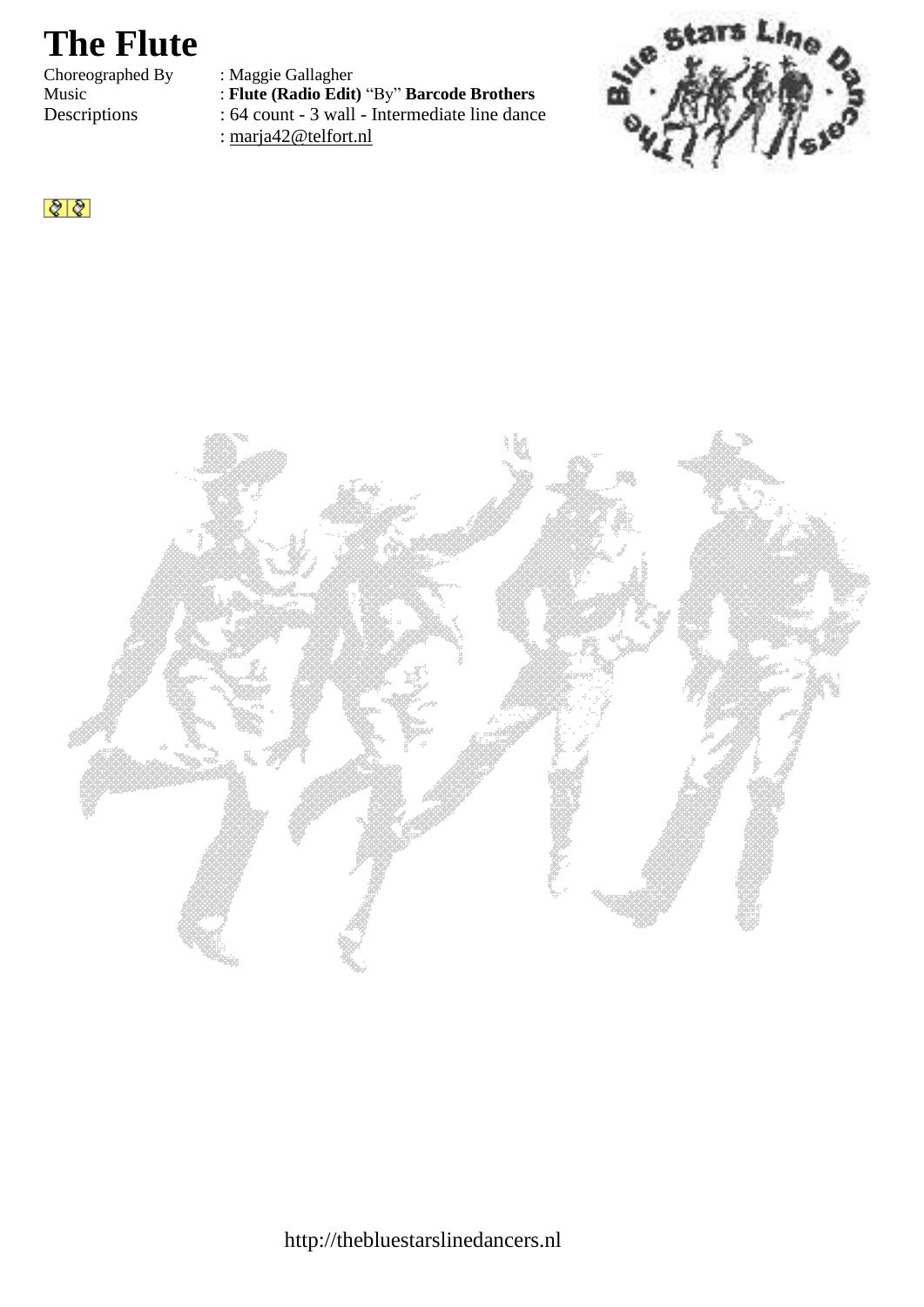# The Flute

Choreographed By : Maggie Gallagher
Music : **Flute (Radio Edit)** "By" **Barcode Brothers**
Descriptions : 64 count - 3 wall - Intermediate line dance
: marja42@telfort.nl

http://thebluestarslinedancers.nl